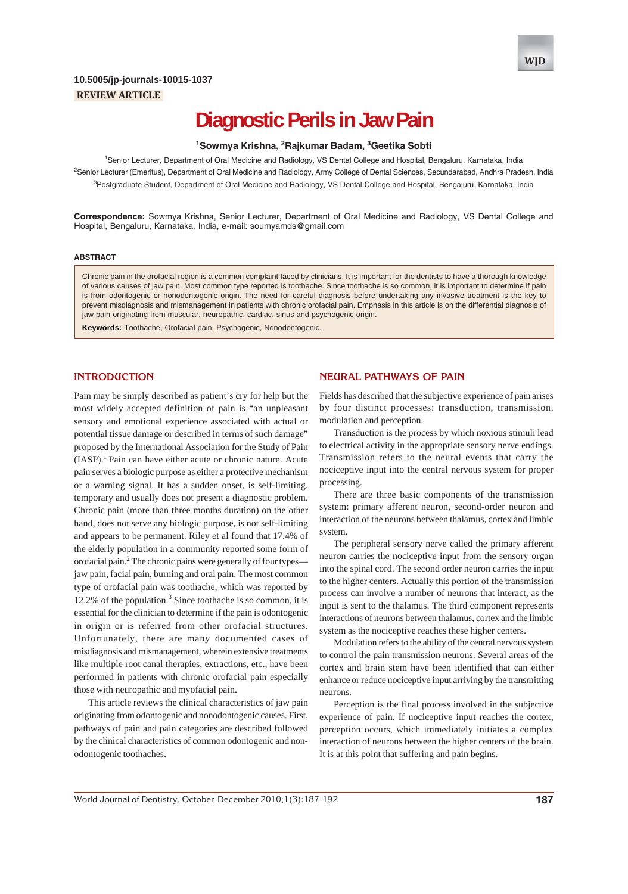10.5005/jp-journals-10015-1037

**REVIEW ARTICLE**

# Diagnostic Perils in Jaw Pain

**[1]Sowmya Krishna, [2]Rajkumar Badam, [3]Geetika Sobti**

[1]Senior Lecturer, Department of Oral Medicine and Radiology, VS Dental College and Hospital, Bengaluru, Karnataka, India

[2]Senior Lecturer (Emeritus), Department of Oral Medicine and Radiology, Army College of Dental Sciences, Secundarabad, Andhra Pradesh, India

[3]Postgraduate Student, Department of Oral Medicine and Radiology, VS Dental College and Hospital, Bengaluru, Karnataka, India

**Correspondence:** Sowmya Krishna, Senior Lecturer, Department of Oral Medicine and Radiology, VS Dental College and Hospital, Bengaluru, Karnataka, India, e-mail: soumyamds@gmail.com

## ABSTRACT

Chronic pain in the orofacial region is a common complaint faced by clinicians. It is important for the dentists to have a thorough knowledge of various causes of jaw pain. Most common type reported is toothache. Since toothache is so common, it is important to determine if pain is from odontogenic or nonodontogenic origin. The need for careful diagnosis before undertaking any invasive treatment is the key to prevent misdiagnosis and mismanagement in patients with chronic orofacial pain. Emphasis in this article is on the differential diagnosis of jaw pain originating from muscular, neuropathic, cardiac, sinus and psychogenic origin.

**Keywords:** Toothache, Orofacial pain, Psychogenic, Nonodontogenic.

## INTRODUCTION

Pain may be simply described as patient's cry for help but the most widely accepted definition of pain is "an unpleasant sensory and emotional experience associated with actual or potential tissue damage or described in terms of such damage" proposed by the International Association for the Study of Pain (IASP).[1] Pain can have either acute or chronic nature. Acute pain serves a biologic purpose as either a protective mechanism or a warning signal. It has a sudden onset, is self-limiting, temporary and usually does not present a diagnostic problem. Chronic pain (more than three months duration) on the other hand, does not serve any biologic purpose, is not self-limiting and appears to be permanent. Riley et al found that 17.4% of the elderly population in a community reported some form of orofacial pain.[2] The chronic pains were generally of four types—jaw pain, facial pain, burning and oral pain. The most common type of orofacial pain was toothache, which was reported by 12.2% of the population.[3] Since toothache is so common, it is essential for the clinician to determine if the pain is odontogenic in origin or is referred from other orofacial structures. Unfortunately, there are many documented cases of misdiagnosis and mismanagement, wherein extensive treatments like multiple root canal therapies, extractions, etc., have been performed in patients with chronic orofacial pain especially those with neuropathic and myofacial pain.

This article reviews the clinical characteristics of jaw pain originating from odontogenic and nonodontogenic causes. First, pathways of pain and pain categories are described followed by the clinical characteristics of common odontogenic and non-odontogenic toothaches.

## NEURAL PATHWAYS OF PAIN

Fields has described that the subjective experience of pain arises by four distinct processes: transduction, transmission, modulation and perception.

Transduction is the process by which noxious stimuli lead to electrical activity in the appropriate sensory nerve endings. Transmission refers to the neural events that carry the nociceptive input into the central nervous system for proper processing.

There are three basic components of the transmission system: primary afferent neuron, second-order neuron and interaction of the neurons between thalamus, cortex and limbic system.

The peripheral sensory nerve called the primary afferent neuron carries the nociceptive input from the sensory organ into the spinal cord. The second order neuron carries the input to the higher centers. Actually this portion of the transmission process can involve a number of neurons that interact, as the input is sent to the thalamus. The third component represents interactions of neurons between thalamus, cortex and the limbic system as the nociceptive reaches these higher centers.

Modulation refers to the ability of the central nervous system to control the pain transmission neurons. Several areas of the cortex and brain stem have been identified that can either enhance or reduce nociceptive input arriving by the transmitting neurons.

Perception is the final process involved in the subjective experience of pain. If nociceptive input reaches the cortex, perception occurs, which immediately initiates a complex interaction of neurons between the higher centers of the brain. It is at this point that suffering and pain begins.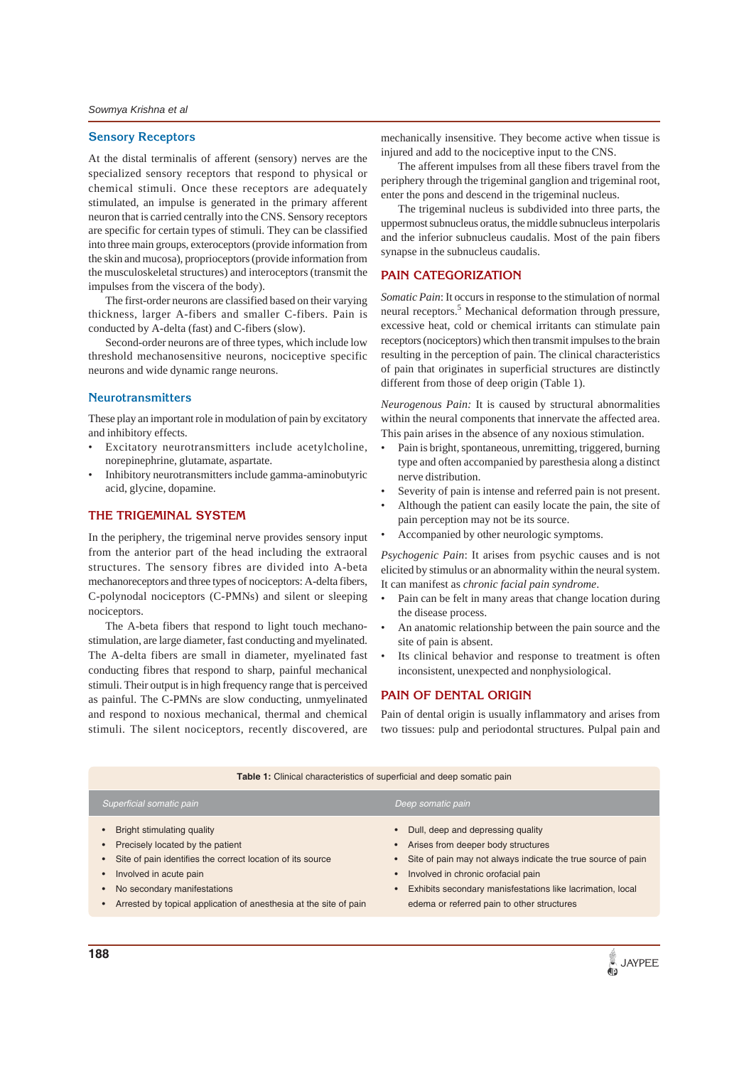## Sensory Receptors

At the distal terminalis of afferent (sensory) nerves are the specialized sensory receptors that respond to physical or chemical stimuli. Once these receptors are adequately stimulated, an impulse is generated in the primary afferent neuron that is carried centrally into the CNS. Sensory receptors are specific for certain types of stimuli. They can be classified into three main groups, exteroceptors (provide information from the skin and mucosa), proprioceptors (provide information from the musculoskeletal structures) and interoceptors (transmit the impulses from the viscera of the body).

The first-order neurons are classified based on their varying thickness, larger A-fibers and smaller C-fibers. Pain is conducted by A-delta (fast) and C-fibers (slow).

Second-order neurons are of three types, which include low threshold mechanosensitive neurons, nociceptive specific neurons and wide dynamic range neurons.

## Neurotransmitters

These play an important role in modulation of pain by excitatory and inhibitory effects.

- Excitatory neurotransmitters include acetylcholine, norepinephrine, glutamate, aspartate.
- Inhibitory neurotransmitters include gamma-aminobutyric acid, glycine, dopamine.

# THE TRIGEMINAL SYSTEM

In the periphery, the trigeminal nerve provides sensory input from the anterior part of the head including the extraoral structures. The sensory fibres are divided into A-beta mechanoreceptors and three types of nociceptors: A-delta fibers, C-polynodal nociceptors (C-PMNs) and silent or sleeping nociceptors.

The A-beta fibers that respond to light touch mechano-stimulation, are large diameter, fast conducting and myelinated. The A-delta fibers are small in diameter, myelinated fast conducting fibres that respond to sharp, painful mechanical stimuli. Their output is in high frequency range that is perceived as painful. The C-PMNs are slow conducting, unmyelinated and respond to noxious mechanical, thermal and chemical stimuli. The silent nociceptors, recently discovered, are mechanically insensitive. They become active when tissue is injured and add to the nociceptive input to the CNS.

The afferent impulses from all these fibers travel from the periphery through the trigeminal ganglion and trigeminal root, enter the pons and descend in the trigeminal nucleus.

The trigeminal nucleus is subdivided into three parts, the uppermost subnucleus oratus, the middle subnucleus interpolaris and the inferior subnucleus caudalis. Most of the pain fibers synapse in the subnucleus caudalis.

# PAIN CATEGORIZATION

*Somatic Pain*: It occurs in response to the stimulation of normal neural receptors.[5] Mechanical deformation through pressure, excessive heat, cold or chemical irritants can stimulate pain receptors (nociceptors) which then transmit impulses to the brain resulting in the perception of pain. The clinical characteristics of pain that originates in superficial structures are distinctly different from those of deep origin (Table 1).

*Neurogenous Pain:* It is caused by structural abnormalities within the neural components that innervate the affected area. This pain arises in the absence of any noxious stimulation.

- Pain is bright, spontaneous, unremitting, triggered, burning type and often accompanied by paresthesia along a distinct nerve distribution.
- Severity of pain is intense and referred pain is not present.
- Although the patient can easily locate the pain, the site of pain perception may not be its source.
- Accompanied by other neurologic symptoms.

*Psychogenic Pain*: It arises from psychic causes and is not elicited by stimulus or an abnormality within the neural system. It can manifest as *chronic facial pain syndrome*.

- Pain can be felt in many areas that change location during the disease process.
- An anatomic relationship between the pain source and the site of pain is absent.
- Its clinical behavior and response to treatment is often inconsistent, unexpected and nonphysiological.

# PAIN OF DENTAL ORIGIN

Pain of dental origin is usually inflammatory and arises from two tissues: pulp and periodontal structures. Pulpal pain and

**Table 1:** Clinical characteristics of superficial and deep somatic pain

| *Superficial somatic pain* | *Deep somatic pain* |
|---|---|
| • Bright stimulating quality | • Dull, deep and depressing quality |
| • Precisely located by the patient | • Arises from deeper body structures |
| • Site of pain identifies the correct location of its source | • Site of pain may not always indicate the true source of pain |
| • Involved in acute pain | • Involved in chronic orofacial pain |
| • No secondary manifestations | • Exhibits secondary manifestations like lacrimation, local edema or referred pain to other structures |
| • Arrested by topical application of anesthesia at the site of pain | |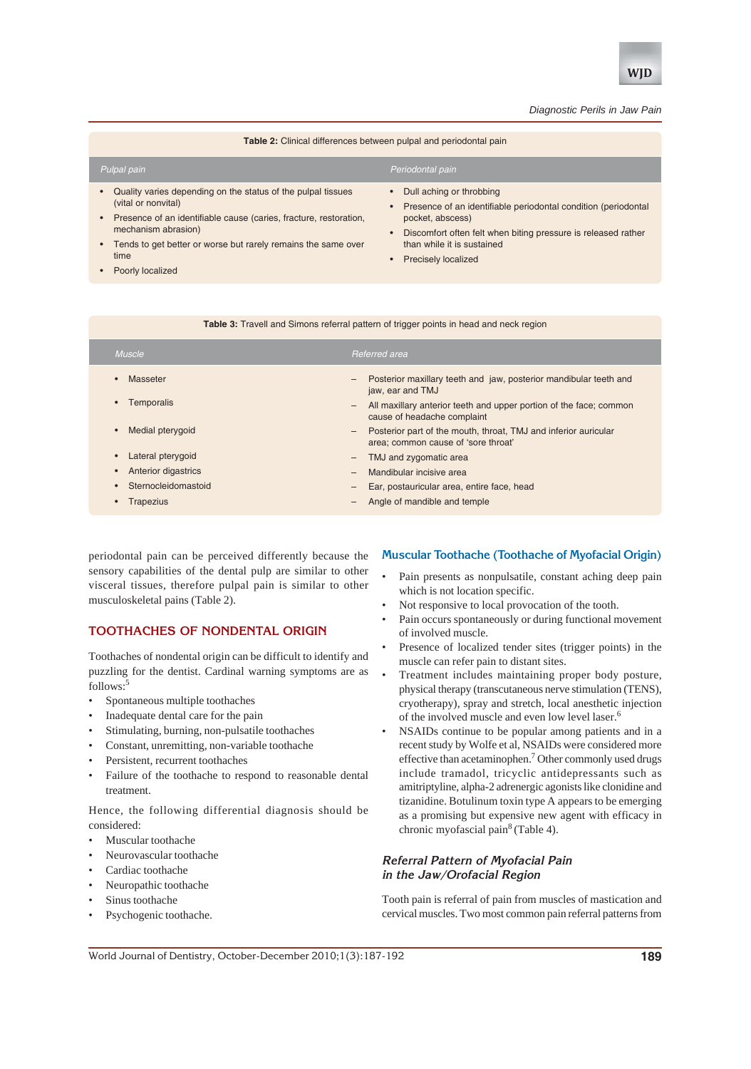**Table 2:** Clinical differences between pulpal and periodontal pain

| Pulpal pain | Periodontal pain |
|---|---|
| • Quality varies depending on the status of the pulpal tissues (vital or nonvital)<br>• Presence of an identifiable cause (caries, fracture, restoration, mechanism abrasion)<br>• Tends to get better or worse but rarely remains the same over time<br>• Poorly localized | • Dull aching or throbbing<br>• Presence of an identifiable periodontal condition (periodontal pocket, abscess)<br>• Discomfort often felt when biting pressure is released rather than while it is sustained<br>• Precisely localized |

**Table 3:** Travell and Simons referral pattern of trigger points in head and neck region

| Muscle | Referred area |
|---|---|
| • Masseter | – Posterior maxillary teeth and jaw, posterior mandibular teeth and jaw, ear and TMJ |
| • Temporalis | – All maxillary anterior teeth and upper portion of the face; common cause of headache complaint |
| • Medial pterygoid | – Posterior part of the mouth, throat, TMJ and inferior auricular area; common cause of 'sore throat' |
| • Lateral pterygoid | – TMJ and zygomatic area |
| • Anterior digastrics | – Mandibular incisive area |
| • Sternocleidomastoid | – Ear, postauricular area, entire face, head |
| • Trapezius | – Angle of mandible and temple |

periodontal pain can be perceived differently because the sensory capabilities of the dental pulp are similar to other visceral tissues, therefore pulpal pain is similar to other musculoskeletal pains (Table 2).

## TOOTHACHES OF NONDENTAL ORIGIN

Toothaches of nondental origin can be difficult to identify and puzzling for the dentist. Cardinal warning symptoms are as follows:[5]

- Spontaneous multiple toothaches
- Inadequate dental care for the pain
- Stimulating, burning, non-pulsatile toothaches
- Constant, unremitting, non-variable toothache
- Persistent, recurrent toothaches
- Failure of the toothache to respond to reasonable dental treatment.

Hence, the following differential diagnosis should be considered:

- Muscular toothache
- Neurovascular toothache
- Cardiac toothache
- Neuropathic toothache
- Sinus toothache
- Psychogenic toothache.

### Muscular Toothache (Toothache of Myofacial Origin)

- Pain presents as nonpulsatile, constant aching deep pain which is not location specific.
- Not responsive to local provocation of the tooth.
- Pain occurs spontaneously or during functional movement of involved muscle.
- Presence of localized tender sites (trigger points) in the muscle can refer pain to distant sites.
- Treatment includes maintaining proper body posture, physical therapy (transcutaneous nerve stimulation (TENS), cryotherapy), spray and stretch, local anesthetic injection of the involved muscle and even low level laser.[6]
- NSAIDs continue to be popular among patients and in a recent study by Wolfe et al, NSAIDs were considered more effective than acetaminophen.[7] Other commonly used drugs include tramadol, tricyclic antidepressants such as amitriptyline, alpha-2 adrenergic agonists like clonidine and tizanidine. Botulinum toxin type A appears to be emerging as a promising but expensive new agent with efficacy in chronic myofascial pain[8] (Table 4).

### *Referral Pattern of Myofacial Pain in the Jaw/Orofacial Region*

Tooth pain is referral of pain from muscles of mastication and cervical muscles. Two most common pain referral patterns from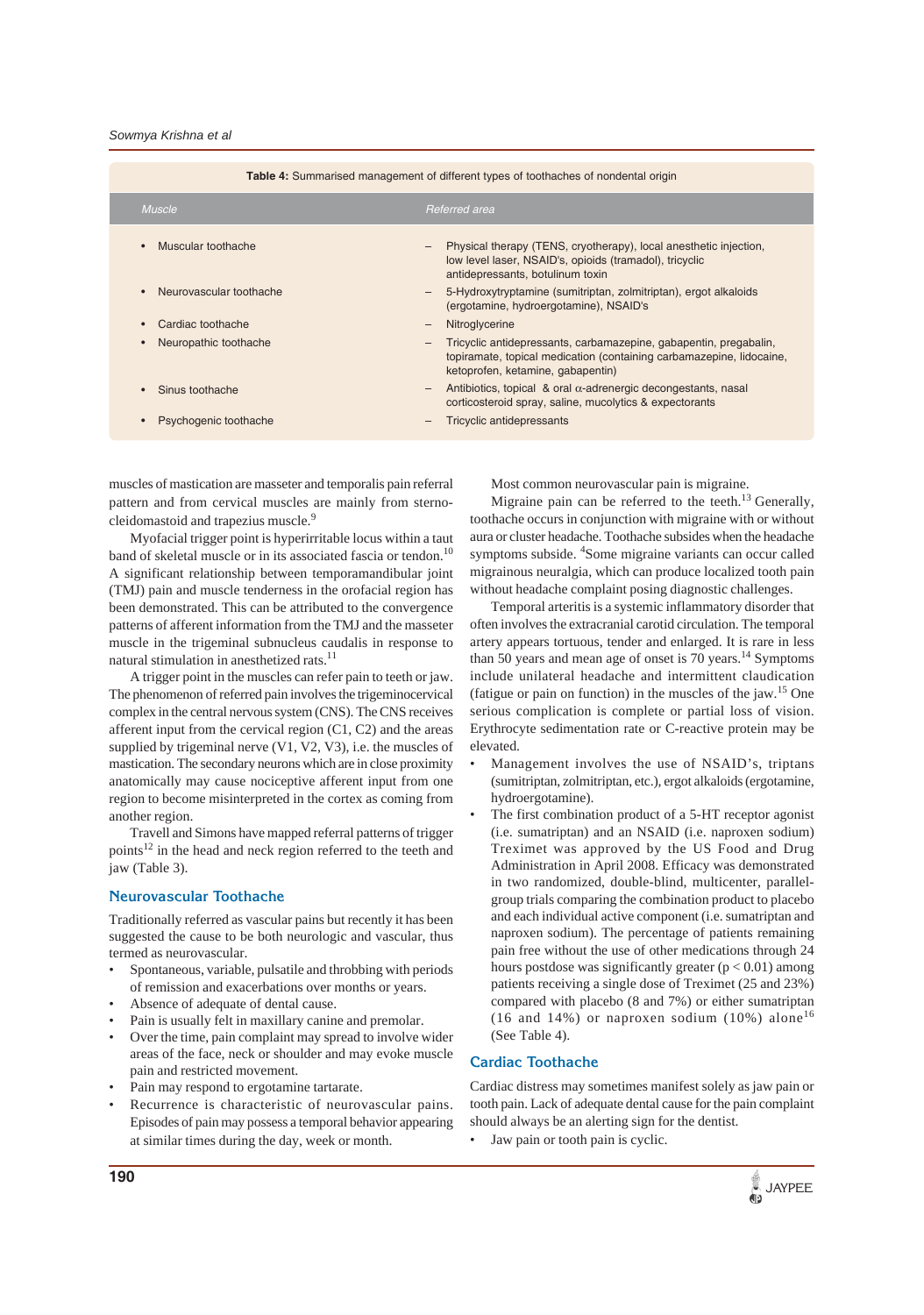**Table 4:** Summarised management of different types of toothaches of nondental origin

| Muscle | Referred area |
|---|---|
| • Muscular toothache | – Physical therapy (TENS, cryotherapy), local anesthetic injection, low level laser, NSAID's, opioids (tramadol), tricyclic antidepressants, botulinum toxin |
| • Neurovascular toothache | – 5-Hydroxytryptamine (sumitriptan, zolmitriptan), ergot alkaloids (ergotamine, hydroergotamine), NSAID's |
| • Cardiac toothache | – Nitroglycerine |
| • Neuropathic toothache | – Tricyclic antidepressants, carbamazepine, gabapentin, pregabalin, topiramate, topical medication (containing carbamazepine, lidocaine, ketoprofen, ketamine, gabapentin) |
| • Sinus toothache | – Antibiotics, topical & oral α-adrenergic decongestants, nasal corticosteroid spray, saline, mucolytics & expectorants |
| • Psychogenic toothache | – Tricyclic antidepressants |

muscles of mastication are masseter and temporalis pain referral pattern and from cervical muscles are mainly from sterno-cleidomastoid and trapezius muscle.[9]

Myofacial trigger point is hyperirritable locus within a taut band of skeletal muscle or in its associated fascia or tendon.[10] A significant relationship between temporamandibular joint (TMJ) pain and muscle tenderness in the orofacial region has been demonstrated. This can be attributed to the convergence patterns of afferent information from the TMJ and the masseter muscle in the trigeminal subnucleus caudalis in response to natural stimulation in anesthetized rats.[11]

A trigger point in the muscles can refer pain to teeth or jaw. The phenomenon of referred pain involves the trigeminocervical complex in the central nervous system (CNS). The CNS receives afferent input from the cervical region (C1, C2) and the areas supplied by trigeminal nerve (V1, V2, V3), i.e. the muscles of mastication. The secondary neurons which are in close proximity anatomically may cause nociceptive afferent input from one region to become misinterpreted in the cortex as coming from another region.

Travell and Simons have mapped referral patterns of trigger points[12] in the head and neck region referred to the teeth and jaw (Table 3).

## Neurovascular Toothache

Traditionally referred as vascular pains but recently it has been suggested the cause to be both neurologic and vascular, thus termed as neurovascular.

- Spontaneous, variable, pulsatile and throbbing with periods of remission and exacerbations over months or years.
- Absence of adequate of dental cause.
- Pain is usually felt in maxillary canine and premolar.
- Over the time, pain complaint may spread to involve wider areas of the face, neck or shoulder and may evoke muscle pain and restricted movement.
- Pain may respond to ergotamine tartarate.
- Recurrence is characteristic of neurovascular pains. Episodes of pain may possess a temporal behavior appearing at similar times during the day, week or month.

Most common neurovascular pain is migraine.

Migraine pain can be referred to the teeth.[13] Generally, toothache occurs in conjunction with migraine with or without aura or cluster headache. Toothache subsides when the headache symptoms subside. [4]Some migraine variants can occur called migrainous neuralgia, which can produce localized tooth pain without headache complaint posing diagnostic challenges.

Temporal arteritis is a systemic inflammatory disorder that often involves the extracranial carotid circulation. The temporal artery appears tortuous, tender and enlarged. It is rare in less than 50 years and mean age of onset is 70 years.[14] Symptoms include unilateral headache and intermittent claudication (fatigue or pain on function) in the muscles of the jaw.[15] One serious complication is complete or partial loss of vision. Erythrocyte sedimentation rate or C-reactive protein may be elevated.

- Management involves the use of NSAID's, triptans (sumitriptan, zolmitriptan, etc.), ergot alkaloids (ergotamine, hydroergotamine).
- The first combination product of a 5-HT receptor agonist (i.e. sumatriptan) and an NSAID (i.e. naproxen sodium) Treximet was approved by the US Food and Drug Administration in April 2008. Efficacy was demonstrated in two randomized, double-blind, multicenter, parallel-group trials comparing the combination product to placebo and each individual active component (i.e. sumatriptan and naproxen sodium). The percentage of patients remaining pain free without the use of other medications through 24 hours postdose was significantly greater ($p < 0.01$) among patients receiving a single dose of Treximet (25 and 23%) compared with placebo (8 and 7%) or either sumatriptan (16 and 14%) or naproxen sodium (10%) alone[16] (See Table 4).

## Cardiac Toothache

Cardiac distress may sometimes manifest solely as jaw pain or tooth pain. Lack of adequate dental cause for the pain complaint should always be an alerting sign for the dentist.

- Jaw pain or tooth pain is cyclic.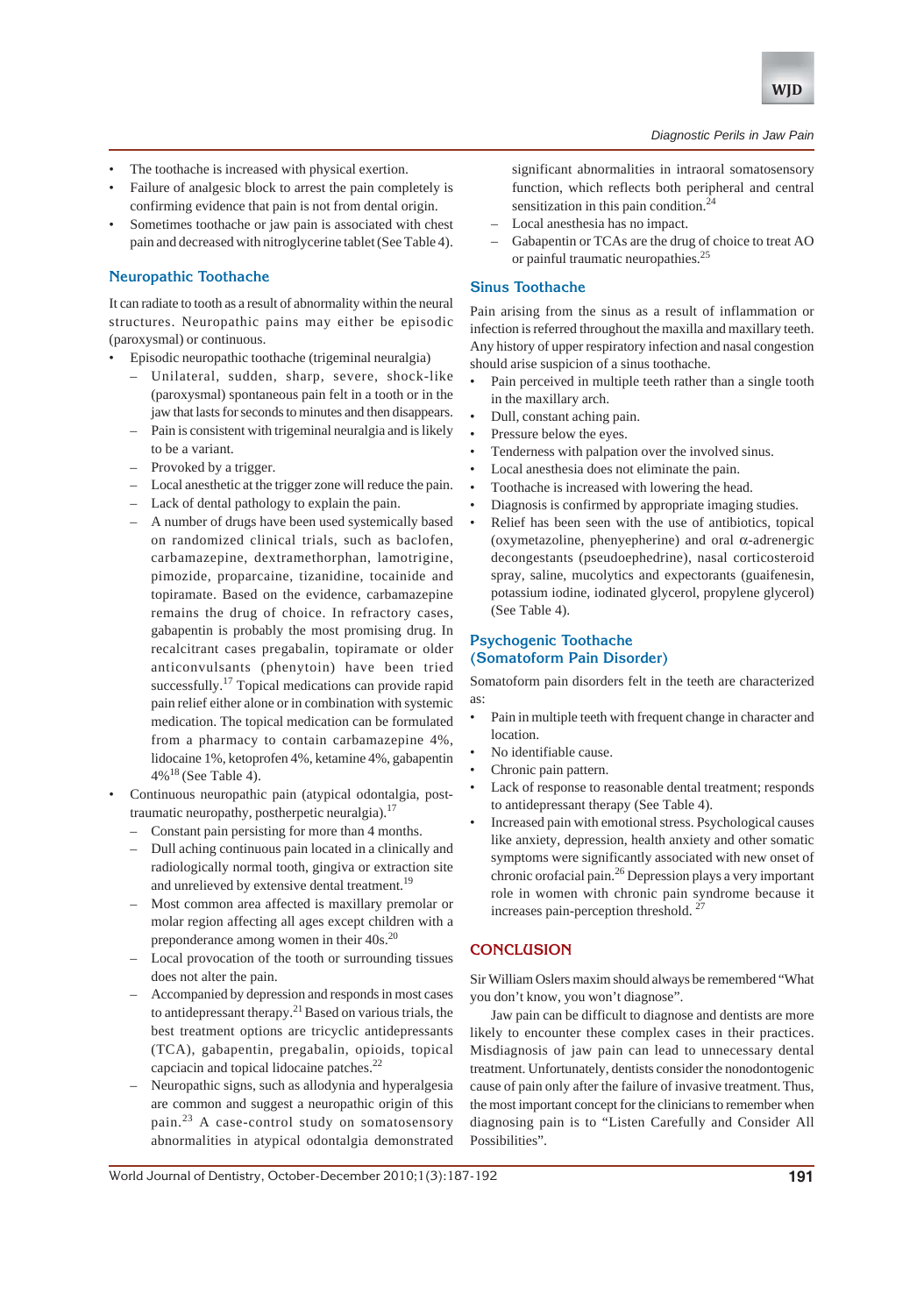- The toothache is increased with physical exertion.
- Failure of analgesic block to arrest the pain completely is confirming evidence that pain is not from dental origin.
- Sometimes toothache or jaw pain is associated with chest pain and decreased with nitroglycerine tablet (See Table 4).

### Neuropathic Toothache

It can radiate to tooth as a result of abnormality within the neural structures. Neuropathic pains may either be episodic (paroxysmal) or continuous.

- Episodic neuropathic toothache (trigeminal neuralgia)
  - Unilateral, sudden, sharp, severe, shock-like (paroxysmal) spontaneous pain felt in a tooth or in the jaw that lasts for seconds to minutes and then disappears.
  - Pain is consistent with trigeminal neuralgia and is likely to be a variant.
  - Provoked by a trigger.
  - Local anesthetic at the trigger zone will reduce the pain.
  - Lack of dental pathology to explain the pain.
  - A number of drugs have been used systemically based on randomized clinical trials, such as baclofen, carbamazepine, dextramethorphan, lamotrigine, pimozide, proparcaine, tizanidine, tocainide and topiramate. Based on the evidence, carbamazepine remains the drug of choice. In refractory cases, gabapentin is probably the most promising drug. In recalcitrant cases pregabalin, topiramate or older anticonvulsants (phenytoin) have been tried successfully.[17] Topical medications can provide rapid pain relief either alone or in combination with systemic medication. The topical medication can be formulated from a pharmacy to contain carbamazepine 4%, lidocaine 1%, ketoprofen 4%, ketamine 4%, gabapentin 4%[18] (See Table 4).
- Continuous neuropathic pain (atypical odontalgia, post-traumatic neuropathy, postherpetic neuralgia).[17]
  - Constant pain persisting for more than 4 months.
  - Dull aching continuous pain located in a clinically and radiologically normal tooth, gingiva or extraction site and unrelieved by extensive dental treatment.[19]
  - Most common area affected is maxillary premolar or molar region affecting all ages except children with a preponderance among women in their 40s.[20]
  - Local provocation of the tooth or surrounding tissues does not alter the pain.
  - Accompanied by depression and responds in most cases to antidepressant therapy.[21] Based on various trials, the best treatment options are tricyclic antidepressants (TCA), gabapentin, pregabalin, opioids, topical capciacin and topical lidocaine patches.[22]
  - Neuropathic signs, such as allodynia and hyperalgesia are common and suggest a neuropathic origin of this pain.[23] A case-control study on somatosensory abnormalities in atypical odontalgia demonstrated significant abnormalities in intraoral somatosensory function, which reflects both peripheral and central sensitization in this pain condition.[24]
  - Local anesthesia has no impact.
  - Gabapentin or TCAs are the drug of choice to treat AO or painful traumatic neuropathies.[25]

### Sinus Toothache

Pain arising from the sinus as a result of inflammation or infection is referred throughout the maxilla and maxillary teeth. Any history of upper respiratory infection and nasal congestion should arise suspicion of a sinus toothache.

- Pain perceived in multiple teeth rather than a single tooth in the maxillary arch.
- Dull, constant aching pain.
- Pressure below the eyes.
- Tenderness with palpation over the involved sinus.
- Local anesthesia does not eliminate the pain.
- Toothache is increased with lowering the head.
- Diagnosis is confirmed by appropriate imaging studies.
- Relief has been seen with the use of antibiotics, topical (oxymetazoline, phenyepherine) and oral α-adrenergic decongestants (pseudoephedrine), nasal corticosteroid spray, saline, mucolytics and expectorants (guaifenesin, potassium iodine, iodinated glycerol, propylene glycerol) (See Table 4).

### Psychogenic Toothache (Somatoform Pain Disorder)

Somatoform pain disorders felt in the teeth are characterized as:

- Pain in multiple teeth with frequent change in character and location.
- No identifiable cause.
- Chronic pain pattern.
- Lack of response to reasonable dental treatment; responds to antidepressant therapy (See Table 4).
- Increased pain with emotional stress. Psychological causes like anxiety, depression, health anxiety and other somatic symptoms were significantly associated with new onset of chronic orofacial pain.[26] Depression plays a very important role in women with chronic pain syndrome because it increases pain-perception threshold.[27]

## CONCLUSION

Sir William Oslers maxim should always be remembered "What you don't know, you won't diagnose".

Jaw pain can be difficult to diagnose and dentists are more likely to encounter these complex cases in their practices. Misdiagnosis of jaw pain can lead to unnecessary dental treatment. Unfortunately, dentists consider the nonodontogenic cause of pain only after the failure of invasive treatment. Thus, the most important concept for the clinicians to remember when diagnosing pain is to "Listen Carefully and Consider All Possibilities".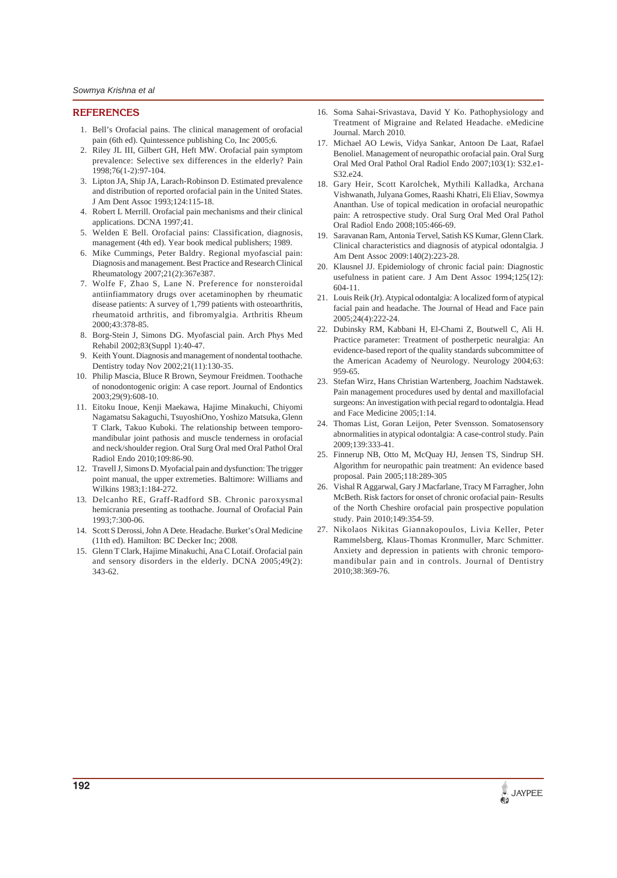## REFERENCES

1. Bell's Orofacial pains. The clinical management of orofacial pain (6th ed). Quintessence publishing Co, Inc 2005;6.
2. Riley JL III, Gilbert GH, Heft MW. Orofacial pain symptom prevalence: Selective sex differences in the elderly? Pain 1998;76(1-2):97-104.
3. Lipton JA, Ship JA, Larach-Robinson D. Estimated prevalence and distribution of reported orofacial pain in the United States. J Am Dent Assoc 1993;124:115-18.
4. Robert L Merrill. Orofacial pain mechanisms and their clinical applications. DCNA 1997;41.
5. Welden E Bell. Orofacial pains: Classification, diagnosis, management (4th ed). Year book medical publishers; 1989.
6. Mike Cummings, Peter Baldry. Regional myofascial pain: Diagnosis and management. Best Practice and Research Clinical Rheumatology 2007;21(2):367e387.
7. Wolfe F, Zhao S, Lane N. Preference for nonsteroidal antiinfiammatory drugs over acetaminophen by rheumatic disease patients: A survey of 1,799 patients with osteoarthritis, rheumatoid arthritis, and fibromyalgia. Arthritis Rheum 2000;43:378-85.
8. Borg-Stein J, Simons DG. Myofascial pain. Arch Phys Med Rehabil 2002;83(Suppl 1):40-47.
9. Keith Yount. Diagnosis and management of nondental toothache. Dentistry today Nov 2002;21(11):130-35.
10. Philip Mascia, Bluce R Brown, Seymour Freidmen. Toothache of nonodontogenic origin: A case report. Journal of Endontics 2003;29(9):608-10.
11. Eitoku Inoue, Kenji Maekawa, Hajime Minakuchi, Chiyomi Nagamatsu Sakaguchi, TsuyoshiOno, Yoshizo Matsuka, Glenn T Clark, Takuo Kuboki. The relationship between temporo-mandibular joint pathosis and muscle tenderness in orofacial and neck/shoulder region. Oral Surg Oral med Oral Pathol Oral Radiol Endo 2010;109:86-90.
12. Travell J, Simons D. Myofacial pain and dysfunction: The trigger point manual, the upper extremeties. Baltimore: Williams and Wilkins 1983;1:184-272.
13. Delcanho RE, Graff-Radford SB. Chronic paroxysmal hemicrania presenting as toothache. Journal of Orofacial Pain 1993;7:300-06.
14. Scott S Derossi, John A Dete. Headache. Burket's Oral Medicine (11th ed). Hamilton: BC Decker Inc; 2008.
15. Glenn T Clark, Hajime Minakuchi, Ana C Lotaif. Orofacial pain and sensory disorders in the elderly. DCNA 2005;49(2): 343-62.
16. Soma Sahai-Srivastava, David Y Ko. Pathophysiology and Treatment of Migraine and Related Headache. eMedicine Journal. March 2010.
17. Michael AO Lewis, Vidya Sankar, Antoon De Laat, Rafael Benoliel. Management of neuropathic orofacial pain. Oral Surg Oral Med Oral Pathol Oral Radiol Endo 2007;103(1): S32.e1-S32.e24.
18. Gary Heir, Scott Karolchek, Mythili Kalladka, Archana Vishwanath, Julyana Gomes, Raashi Khatri, Eli Eliav, Sowmya Ananthan. Use of topical medication in orofacial neuropathic pain: A retrospective study. Oral Surg Oral Med Oral Pathol Oral Radiol Endo 2008;105:466-69.
19. Saravanan Ram, Antonia Tervel, Satish KS Kumar, Glenn Clark. Clinical characteristics and diagnosis of atypical odontalgia. J Am Dent Assoc 2009:140(2):223-28.
20. Klausnel JJ. Epidemiology of chronic facial pain: Diagnostic usefulness in patient care. J Am Dent Assoc 1994;125(12): 604-11.
21. Louis Reik (Jr). Atypical odontalgia: A localized form of atypical facial pain and headache. The Journal of Head and Face pain 2005;24(4):222-24.
22. Dubinsky RM, Kabbani H, El-Chami Z, Boutwell C, Ali H. Practice parameter: Treatment of postherpetic neuralgia: An evidence-based report of the quality standards subcommittee of the American Academy of Neurology. Neurology 2004;63: 959-65.
23. Stefan Wirz, Hans Christian Wartenberg, Joachim Nadstawek. Pain management procedures used by dental and maxillofacial surgeons: An investigation with pecial regard to odontalgia. Head and Face Medicine 2005;1:14.
24. Thomas List, Goran Leijon, Peter Svensson. Somatosensory abnormalities in atypical odontalgia: A case-control study. Pain 2009;139:333-41.
25. Finnerup NB, Otto M, McQuay HJ, Jensen TS, Sindrup SH. Algorithm for neuropathic pain treatment: An evidence based proposal. Pain 2005;118:289-305
26. Vishal R Aggarwal, Gary J Macfarlane, Tracy M Farragher, John McBeth. Risk factors for onset of chronic orofacial pain- Results of the North Cheshire orofacial pain prospective population study. Pain 2010;149:354-59.
27. Nikolaos Nikitas Giannakopoulos, Livia Keller, Peter Rammelsberg, Klaus-Thomas Kronmuller, Marc Schmitter. Anxiety and depression in patients with chronic temporo-mandibular pain and in controls. Journal of Dentistry 2010;38:369-76.